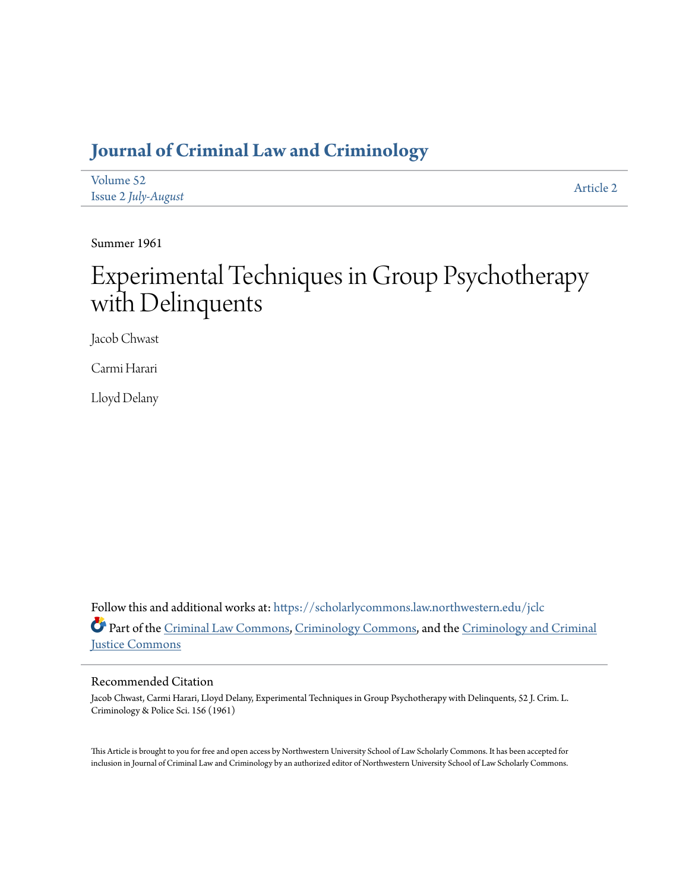# Journal of Criminal Law and Criminology

Volume 52
Issue 2 *July-August*

Article 2

Summer 1961

# Experimental Techniques in Group Psychotherapy with Delinquents

Jacob Chwast

Carmi Harari

Lloyd Delany

Follow this and additional works at: https://scholarlycommons.law.northwestern.edu/jclc

Part of the Criminal Law Commons, Criminology Commons, and the Criminology and Criminal Justice Commons

## Recommended Citation

Jacob Chwast, Carmi Harari, Lloyd Delany, Experimental Techniques in Group Psychotherapy with Delinquents, 52 J. Crim. L. Criminology & Police Sci. 156 (1961)

This Article is brought to you for free and open access by Northwestern University School of Law Scholarly Commons. It has been accepted for inclusion in Journal of Criminal Law and Criminology by an authorized editor of Northwestern University School of Law Scholarly Commons.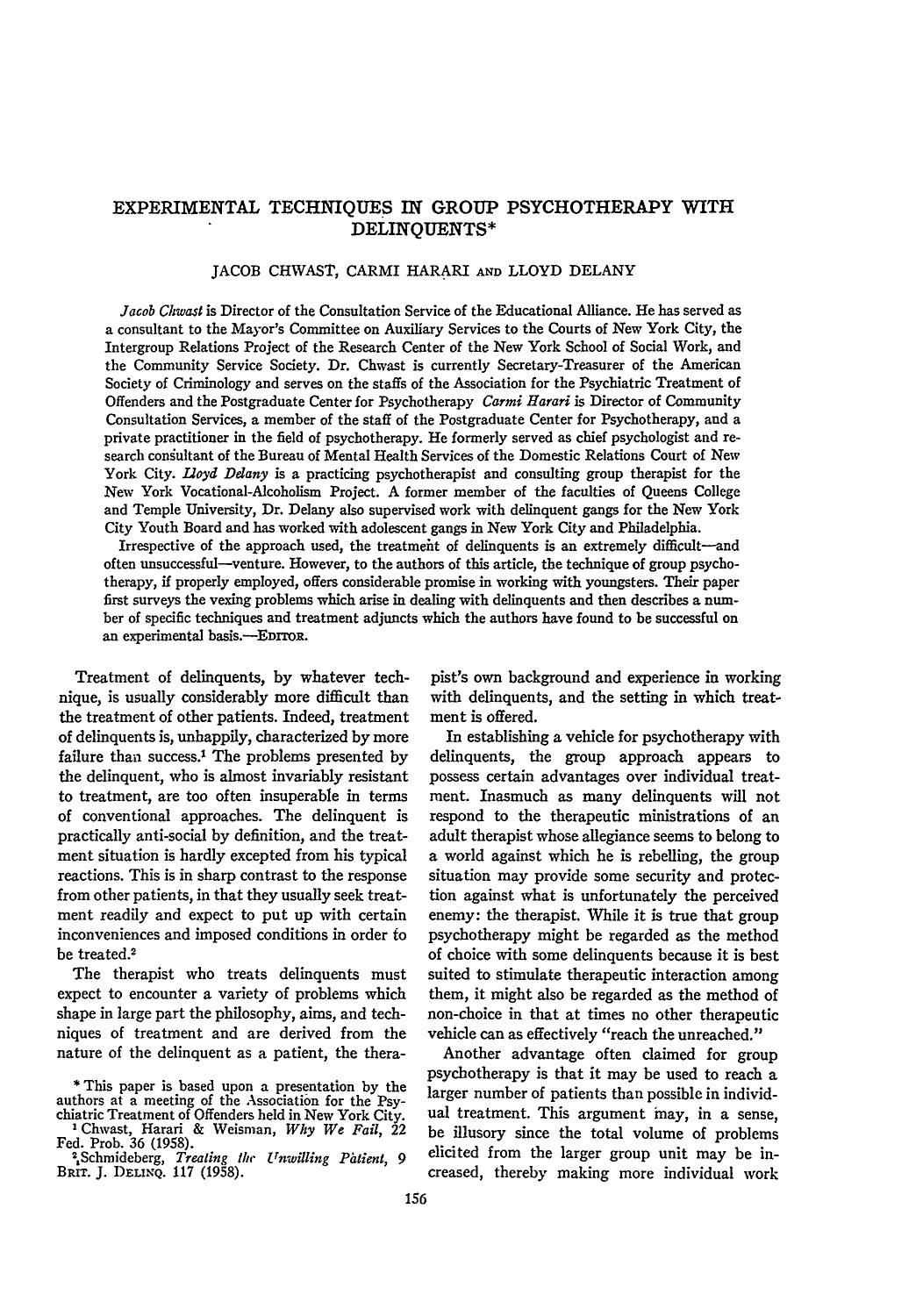# EXPERIMENTAL TECHNIQUES IN GROUP PSYCHOTHERAPY WITH DELINQUENTS*

JACOB CHWAST, CARMI HARARI AND LLOYD DELANY

*Jacob Chwast* is Director of the Consultation Service of the Educational Alliance. He has served as a consultant to the Mayor's Committee on Auxiliary Services to the Courts of New York City, the Intergroup Relations Project of the Research Center of the New York School of Social Work, and the Community Service Society. Dr. Chwast is currently Secretary-Treasurer of the American Society of Criminology and serves on the staffs of the Association for the Psychiatric Treatment of Offenders and the Postgraduate Center for Psychotherapy *Carmi Harari* is Director of Community Consultation Services, a member of the staff of the Postgraduate Center for Psychotherapy, and a private practitioner in the field of psychotherapy. He formerly served as chief psychologist and research consultant of the Bureau of Mental Health Services of the Domestic Relations Court of New York City. *Lloyd Delany* is a practicing psychotherapist and consulting group therapist for the New York Vocational-Alcoholism Project. A former member of the faculties of Queens College and Temple University, Dr. Delany also supervised work with delinquent gangs for the New York City Youth Board and has worked with adolescent gangs in New York City and Philadelphia.

Irrespective of the approach used, the treatment of delinquents is an extremely difficult—and often unsuccessful—venture. However, to the authors of this article, the technique of group psychotherapy, if properly employed, offers considerable promise in working with youngsters. Their paper first surveys the vexing problems which arise in dealing with delinquents and then describes a number of specific techniques and treatment adjuncts which the authors have found to be successful on an experimental basis.—EDITOR.

Treatment of delinquents, by whatever technique, is usually considerably more difficult than the treatment of other patients. Indeed, treatment of delinquents is, unhappily, characterized by more failure than success.[1] The problems presented by the delinquent, who is almost invariably resistant to treatment, are too often insuperable in terms of conventional approaches. The delinquent is practically anti-social by definition, and the treatment situation is hardly excepted from his typical reactions. This is in sharp contrast to the response from other patients, in that they usually seek treatment readily and expect to put up with certain inconveniences and imposed conditions in order to be treated.[2]

The therapist who treats delinquents must expect to encounter a variety of problems which shape in large part the philosophy, aims, and techniques of treatment and are derived from the nature of the delinquent as a patient, the therapist's own background and experience in working with delinquents, and the setting in which treatment is offered.

In establishing a vehicle for psychotherapy with delinquents, the group approach appears to possess certain advantages over individual treatment. Inasmuch as many delinquents will not respond to the therapeutic ministrations of an adult therapist whose allegiance seems to belong to a world against which he is rebelling, the group situation may provide some security and protection against what is unfortunately the perceived enemy: the therapist. While it is true that group psychotherapy might be regarded as the method of choice with some delinquents because it is best suited to stimulate therapeutic interaction among them, it might also be regarded as the method of non-choice in that at times no other therapeutic vehicle can as effectively "reach the unreached."

Another advantage often claimed for group psychotherapy is that it may be used to reach a larger number of patients than possible in individual treatment. This argument may, in a sense, be illusory since the total volume of problems elicited from the larger group unit may be increased, thereby making more individual work

\* This paper is based upon a presentation by the authors at a meeting of the Association for the Psychiatric Treatment of Offenders held in New York City.

[1] Chwast, Harari & Weisman, *Why We Fail*, 22 Fed. Prob. 36 (1958).

[2] Schmideberg, *Treating the Unwilling Patient*, 9 BRIT. J. DELINQ. 117 (1958).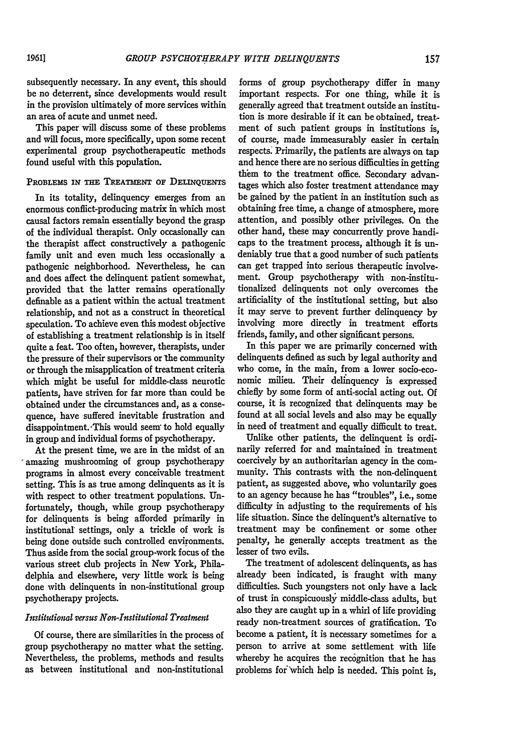subsequently necessary. In any event, this should be no deterrent, since developments would result in the provision ultimately of more services within an area of acute and unmet need.

This paper will discuss some of these problems and will focus, more specifically, upon some recent experimental group psychotherapeutic methods found useful with this population.

## Problems in the Treatment of Delinquents

In its totality, delinquency emerges from an enormous conflict-producing matrix in which most causal factors remain essentially beyond the grasp of the individual therapist. Only occasionally can the therapist affect constructively a pathogenic family unit and even much less occasionally a pathogenic neighborhood. Nevertheless, he can and does affect the delinquent patient somewhat, provided that the latter remains operationally definable as a patient within the actual treatment relationship, and not as a construct in theoretical speculation. To achieve even this modest objective of establishing a treatment relationship is in itself quite a feat. Too often, however, therapists, under the pressure of their supervisors or the community or through the misapplication of treatment criteria which might be useful for middle-class neurotic patients, have striven for far more than could be obtained under the circumstances and, as a consequence, have suffered inevitable frustration and disappointment. This would seem to hold equally in group and individual forms of psychotherapy.

At the present time, we are in the midst of an amazing mushrooming of group psychotherapy programs in almost every conceivable treatment setting. This is as true among delinquents as it is with respect to other treatment populations. Unfortunately, though, while group psychotherapy for delinquents is being afforded primarily in institutional settings, only a trickle of work is being done outside such controlled environments. Thus aside from the social group-work focus of the various street club projects in New York, Philadelphia and elsewhere, very little work is being done with delinquents in non-institutional group psychotherapy projects.

### *Institutional versus Non-Institutional Treatment*

Of course, there are similarities in the process of group psychotherapy no matter what the setting. Nevertheless, the problems, methods and results as between institutional and non-institutional forms of group psychotherapy differ in many important respects. For one thing, while it is generally agreed that treatment outside an institution is more desirable if it can be obtained, treatment of such patient groups in institutions is, of course, made immeasurably easier in certain respects. Primarily, the patients are always on tap and hence there are no serious difficulties in getting them to the treatment office. Secondary advantages which also foster treatment attendance may be gained by the patient in an institution such as obtaining free time, a change of atmosphere, more attention, and possibly other privileges. On the other hand, these may concurrently prove handicaps to the treatment process, although it is undeniably true that a good number of such patients can get trapped into serious therapeutic involvement. Group psychotherapy with non-institutionalized delinquents not only overcomes the artificiality of the institutional setting, but also it may serve to prevent further delinquency by involving more directly in treatment efforts friends, family, and other significant persons.

In this paper we are primarily concerned with delinquents defined as such by legal authority and who come, in the main, from a lower socio-economic milieu. Their delinquency is expressed chiefly by some form of anti-social acting out. Of course, it is recognized that delinquents may be found at all social levels and also may be equally in need of treatment and equally difficult to treat.

Unlike other patients, the delinquent is ordinarily referred for and maintained in treatment coercively by an authoritarian agency in the community. This contrasts with the non-delinquent patient, as suggested above, who voluntarily goes to an agency because he has "troubles", i.e., some difficulty in adjusting to the requirements of his life situation. Since the delinquent's alternative to treatment may be confinement or some other penalty, he generally accepts treatment as the lesser of two evils.

The treatment of adolescent delinquents, as has already been indicated, is fraught with many difficulties. Such youngsters not only have a lack of trust in conspicuously middle-class adults, but also they are caught up in a whirl of life providing ready non-treatment sources of gratification. To become a patient, it is necessary sometimes for a person to arrive at some settlement with life whereby he acquires the recognition that he has problems for which help is needed. This point is,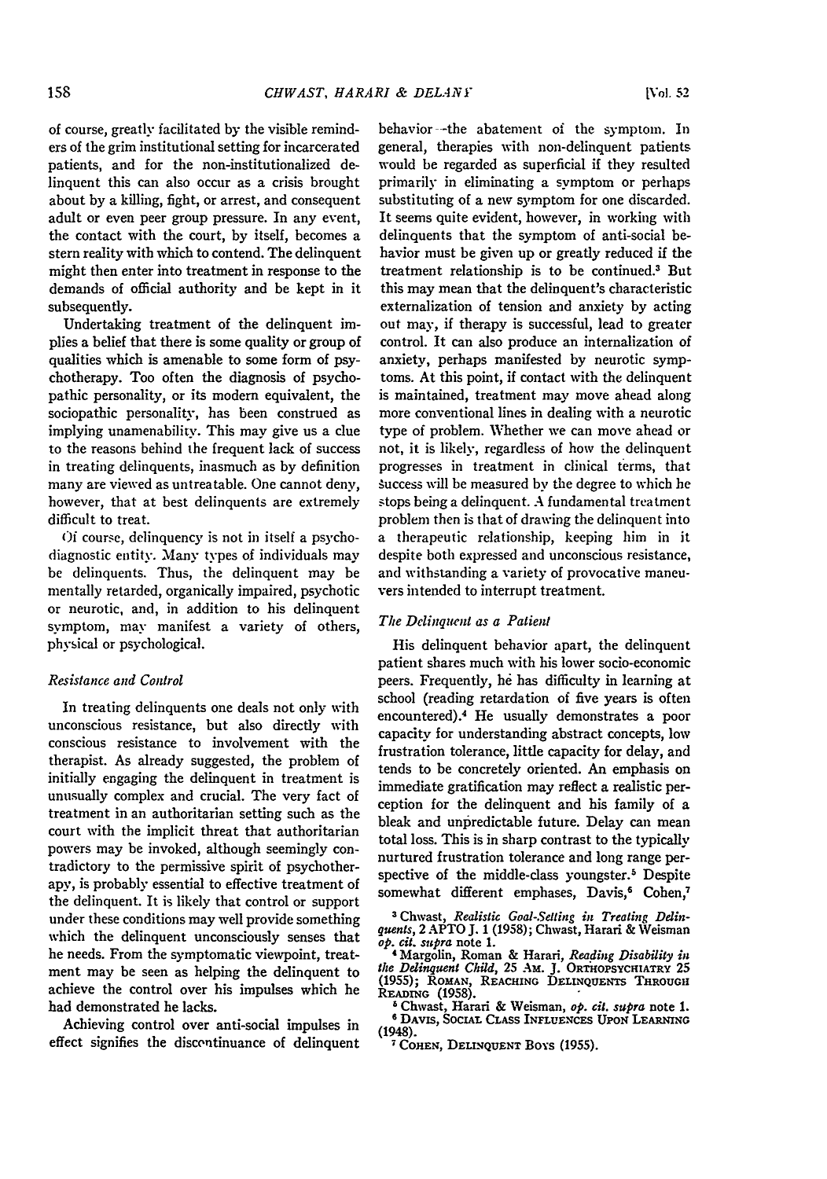of course, greatly facilitated by the visible reminders of the grim institutional setting for incarcerated patients, and for the non-institutionalized delinquent this can also occur as a crisis brought about by a killing, fight, or arrest, and consequent adult or even peer group pressure. In any event, the contact with the court, by itself, becomes a stern reality with which to contend. The delinquent might then enter into treatment in response to the demands of official authority and be kept in it subsequently.

Undertaking treatment of the delinquent implies a belief that there is some quality or group of qualities which is amenable to some form of psychotherapy. Too often the diagnosis of psychopathic personality, or its modern equivalent, the sociopathic personality, has been construed as implying unamenability. This may give us a clue to the reasons behind the frequent lack of success in treating delinquents, inasmuch as by definition many are viewed as untreatable. One cannot deny, however, that at best delinquents are extremely difficult to treat.

Of course, delinquency is not in itself a psychodiagnostic entity. Many types of individuals may be delinquents. Thus, the delinquent may be mentally retarded, organically impaired, psychotic or neurotic, and, in addition to his delinquent symptom, may manifest a variety of others, physical or psychological.

### *Resistance and Control*

In treating delinquents one deals not only with unconscious resistance, but also directly with conscious resistance to involvement with the therapist. As already suggested, the problem of initially engaging the delinquent in treatment is unusually complex and crucial. The very fact of treatment in an authoritarian setting such as the court with the implicit threat that authoritarian powers may be invoked, although seemingly contradictory to the permissive spirit of psychotherapy, is probably essential to effective treatment of the delinquent. It is likely that control or support under these conditions may well provide something which the delinquent unconsciously senses that he needs. From the symptomatic viewpoint, treatment may be seen as helping the delinquent to achieve the control over his impulses which he had demonstrated he lacks.

Achieving control over anti-social impulses in effect signifies the discontinuance of delinquent behavior—the abatement of the symptom. In general, therapies with non-delinquent patients would be regarded as superficial if they resulted primarily in eliminating a symptom or perhaps substituting of a new symptom for one discarded. It seems quite evident, however, in working with delinquents that the symptom of anti-social behavior must be given up or greatly reduced if the treatment relationship is to be continued.[3] But this may mean that the delinquent's characteristic externalization of tension and anxiety by acting out may, if therapy is successful, lead to greater control. It can also produce an internalization of anxiety, perhaps manifested by neurotic symptoms. At this point, if contact with the delinquent is maintained, treatment may move ahead along more conventional lines in dealing with a neurotic type of problem. Whether we can move ahead or not, it is likely, regardless of how the delinquent progresses in treatment in clinical terms, that success will be measured by the degree to which he stops being a delinquent. A fundamental treatment problem then is that of drawing the delinquent into a therapeutic relationship, keeping him in it despite both expressed and unconscious resistance, and withstanding a variety of provocative maneuvers intended to interrupt treatment.

### *The Delinquent as a Patient*

His delinquent behavior apart, the delinquent patient shares much with his lower socio-economic peers. Frequently, he has difficulty in learning at school (reading retardation of five years is often encountered).[4] He usually demonstrates a poor capacity for understanding abstract concepts, low frustration tolerance, little capacity for delay, and tends to be concretely oriented. An emphasis on immediate gratification may reflect a realistic perception for the delinquent and his family of a bleak and unpredictable future. Delay can mean total loss. This is in sharp contrast to the typically nurtured frustration tolerance and long range perspective of the middle-class youngster.[5] Despite somewhat different emphases, Davis,[6] Cohen,[7]

---

[3] Chwast, *Realistic Goal-Setting in Treating Delinquents*, 2 APTO J. 1 (1958); Chwast, Harari & Weisman *op. cit. supra* note 1.

[4] Margolin, Roman & Harari, *Reading Disability in the Delinquent Child*, 25 Am. J. Orthopsychiatry 25 (1955); Roman, Reaching Delinquents Through Reading (1958).

[5] Chwast, Harari & Weisman, *op. cit. supra* note 1.

[6] Davis, Social Class Influences Upon Learning (1948).

[7] Cohen, Delinquent Boys (1955).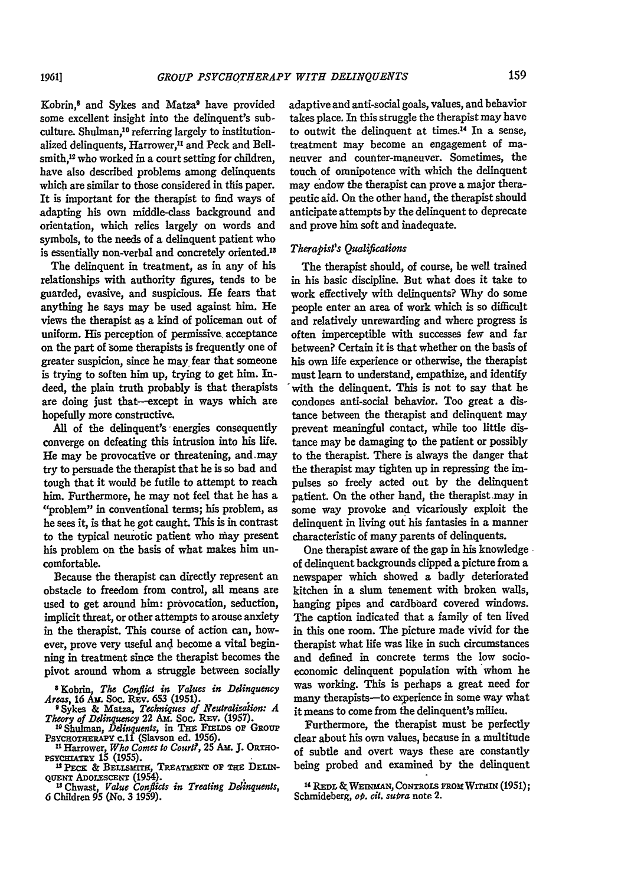Kobrin,[8] and Sykes and Matza[9] have provided some excellent insight into the delinquent's subculture. Shulman,[10] referring largely to institutionalized delinquents, Harrower,[11] and Peck and Bellsmith,[12] who worked in a court setting for children, have also described problems among delinquents which are similar to those considered in this paper. It is important for the therapist to find ways of adapting his own middle-class background and orientation, which relies largely on words and symbols, to the needs of a delinquent patient who is essentially non-verbal and concretely oriented.[13]

The delinquent in treatment, as in any of his relationships with authority figures, tends to be guarded, evasive, and suspicious. He fears that anything he says may be used against him. He views the therapist as a kind of policeman out of uniform. His perception of permissive acceptance on the part of some therapists is frequently one of greater suspicion, since he may fear that someone is trying to soften him up, trying to get him. Indeed, the plain truth probably is that therapists are doing just that—except in ways which are hopefully more constructive.

All of the delinquent's energies consequently converge on defeating this intrusion into his life. He may be provocative or threatening, and may try to persuade the therapist that he is so bad and tough that it would be futile to attempt to reach him. Furthermore, he may not feel that he has a "problem" in conventional terms; his problem, as he sees it, is that he got caught. This is in contrast to the typical neurotic patient who may present his problem on the basis of what makes him uncomfortable.

Because the therapist can directly represent an obstacle to freedom from control, all means are used to get around him: provocation, seduction, implicit threat, or other attempts to arouse anxiety in the therapist. This course of action can, however, prove very useful and become a vital beginning in treatment since the therapist becomes the pivot around whom a struggle between socially adaptive and anti-social goals, values, and behavior takes place. In this struggle the therapist may have to outwit the delinquent at times.[14] In a sense, treatment may become an engagement of maneuver and counter-maneuver. Sometimes, the touch of omnipotence with which the delinquent may endow the therapist can prove a major therapeutic aid. On the other hand, the therapist should anticipate attempts by the delinquent to deprecate and prove him soft and inadequate.

### *Therapist's Qualifications*

The therapist should, of course, be well trained in his basic discipline. But what does it take to work effectively with delinquents? Why do some people enter an area of work which is so difficult and relatively unrewarding and where progress is often imperceptible with successes few and far between? Certain it is that whether on the basis of his own life experience or otherwise, the therapist must learn to understand, empathize, and identify with the delinquent. This is not to say that he condones anti-social behavior. Too great a distance between the therapist and delinquent may prevent meaningful contact, while too little distance may be damaging to the patient or possibly to the therapist. There is always the danger that the therapist may tighten up in repressing the impulses so freely acted out by the delinquent patient. On the other hand, the therapist may in some way provoke and vicariously exploit the delinquent in living out his fantasies in a manner characteristic of many parents of delinquents.

One therapist aware of the gap in his knowledge of delinquent backgrounds clipped a picture from a newspaper which showed a badly deteriorated kitchen in a slum tenement with broken walls, hanging pipes and cardboard covered windows. The caption indicated that a family of ten lived in this one room. The picture made vivid for the therapist what life was like in such circumstances and defined in concrete terms the low socio-economic delinquent population with whom he was working. This is perhaps a great need for many therapists—to experience in some way what it means to come from the delinquent's milieu.

Furthermore, the therapist must be perfectly clear about his own values, because in a multitude of subtle and overt ways these are constantly being probed and examined by the delinquent

---

[8] Kobrin, *The Conflict in Values in Delinquency Areas*, 16 AM. SOC. REV. 653 (1951).

[9] Sykes & Matza, *Techniques of Neutralization: A Theory of Delinquency* 22 AM. SOC. REV. (1957).

[10] Shulman, *Delinquents*, in THE FIELDS OF GROUP PSYCHOTHERAPY c.11 (Slavson ed. 1956).

[11] Harrower, *Who Comes to Court?*, 25 AM. J. ORTHOPSYCHIATRY 15 (1955).

[12] PECK & BELLSMITH, TREATMENT OF THE DELINQUENT ADOLESCENT (1954).

[13] Chwast, *Value Conflicts in Treating Delinquents*, 6 Children 95 (No. 3 1959).

[14] REDL & WEINMAN, CONTROLS FROM WITHIN (1951); Schmideberg, *op. cit. supra* note 2.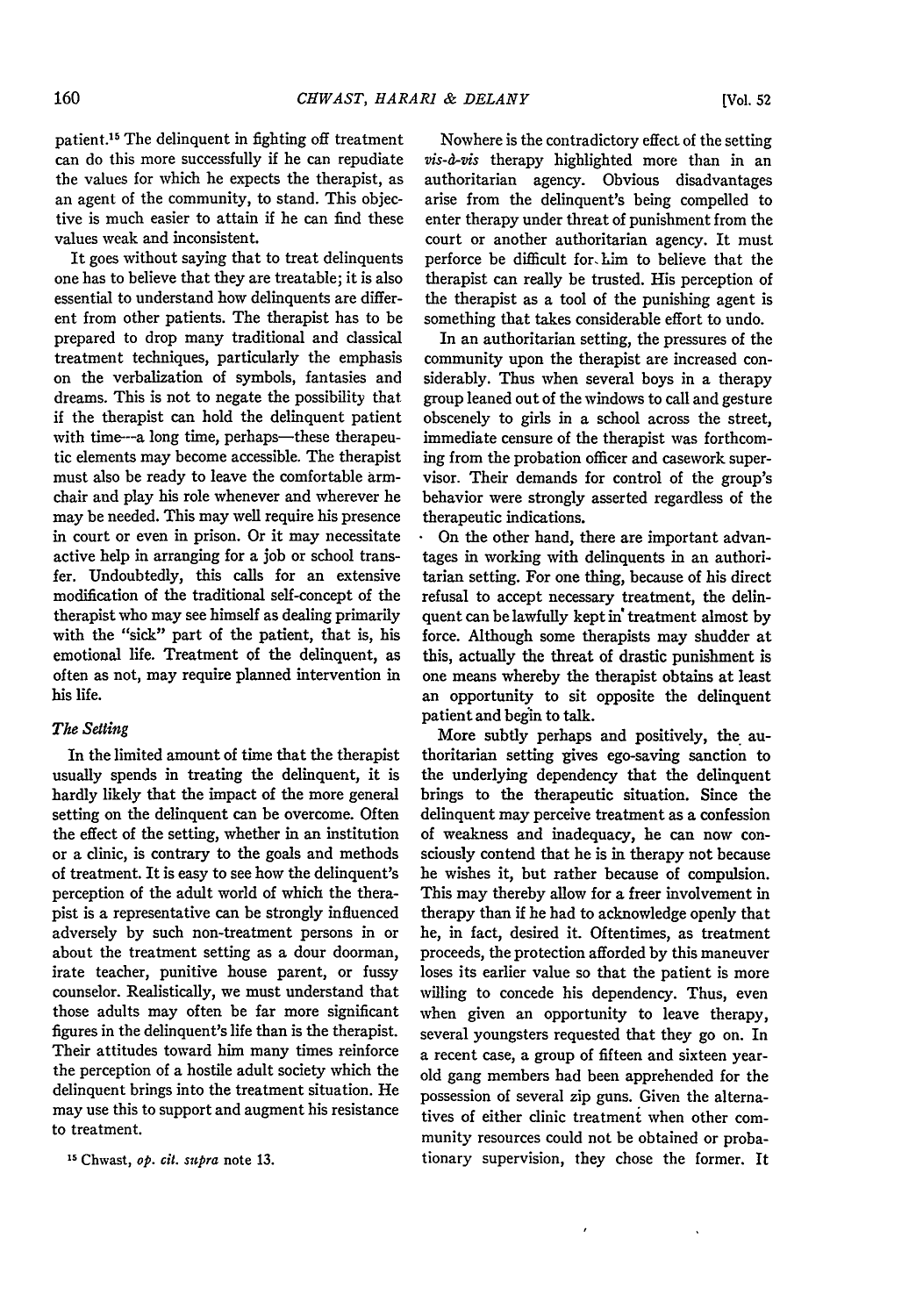patient.[15] The delinquent in fighting off treatment can do this more successfully if he can repudiate the values for which he expects the therapist, as an agent of the community, to stand. This objective is much easier to attain if he can find these values weak and inconsistent.

It goes without saying that to treat delinquents one has to believe that they are treatable; it is also essential to understand how delinquents are different from other patients. The therapist has to be prepared to drop many traditional and classical treatment techniques, particularly the emphasis on the verbalization of symbols, fantasies and dreams. This is not to negate the possibility that if the therapist can hold the delinquent patient with time—a long time, perhaps—these therapeutic elements may become accessible. The therapist must also be ready to leave the comfortable armchair and play his role whenever and wherever he may be needed. This may well require his presence in court or even in prison. Or it may necessitate active help in arranging for a job or school transfer. Undoubtedly, this calls for an extensive modification of the traditional self-concept of the therapist who may see himself as dealing primarily with the "sick" part of the patient, that is, his emotional life. Treatment of the delinquent, as often as not, may require planned intervention in his life.

### *The Setting*

In the limited amount of time that the therapist usually spends in treating the delinquent, it is hardly likely that the impact of the more general setting on the delinquent can be overcome. Often the effect of the setting, whether in an institution or a clinic, is contrary to the goals and methods of treatment. It is easy to see how the delinquent's perception of the adult world of which the therapist is a representative can be strongly influenced adversely by such non-treatment persons in or about the treatment setting as a dour doorman, irate teacher, punitive house parent, or fussy counselor. Realistically, we must understand that those adults may often be far more significant figures in the delinquent's life than is the therapist. Their attitudes toward him many times reinforce the perception of a hostile adult society which the delinquent brings into the treatment situation. He may use this to support and augment his resistance to treatment.

Nowhere is the contradictory effect of the setting *vis-à-vis* therapy highlighted more than in an authoritarian agency. Obvious disadvantages arise from the delinquent's being compelled to enter therapy under threat of punishment from the court or another authoritarian agency. It must perforce be difficult for him to believe that the therapist can really be trusted. His perception of the therapist as a tool of the punishing agent is something that takes considerable effort to undo.

In an authoritarian setting, the pressures of the community upon the therapist are increased considerably. Thus when several boys in a therapy group leaned out of the windows to call and gesture obscenely to girls in a school across the street, immediate censure of the therapist was forthcoming from the probation officer and casework supervisor. Their demands for control of the group's behavior were strongly asserted regardless of the therapeutic indications.

On the other hand, there are important advantages in working with delinquents in an authoritarian setting. For one thing, because of his direct refusal to accept necessary treatment, the delinquent can be lawfully kept in treatment almost by force. Although some therapists may shudder at this, actually the threat of drastic punishment is one means whereby the therapist obtains at least an opportunity to sit opposite the delinquent patient and begin to talk.

More subtly perhaps and positively, the authoritarian setting gives ego-saving sanction to the underlying dependency that the delinquent brings to the therapeutic situation. Since the delinquent may perceive treatment as a confession of weakness and inadequacy, he can now consciously contend that he is in therapy not because he wishes it, but rather because of compulsion. This may thereby allow for a freer involvement in therapy than if he had to acknowledge openly that he, in fact, desired it. Oftentimes, as treatment proceeds, the protection afforded by this maneuver loses its earlier value so that the patient is more willing to concede his dependency. Thus, even when given an opportunity to leave therapy, several youngsters requested that they go on. In a recent case, a group of fifteen and sixteen year-old gang members had been apprehended for the possession of several zip guns. Given the alternatives of either clinic treatment when other community resources could not be obtained or probationary supervision, they chose the former. It

[15] Chwast, *op. cit. supra* note 13.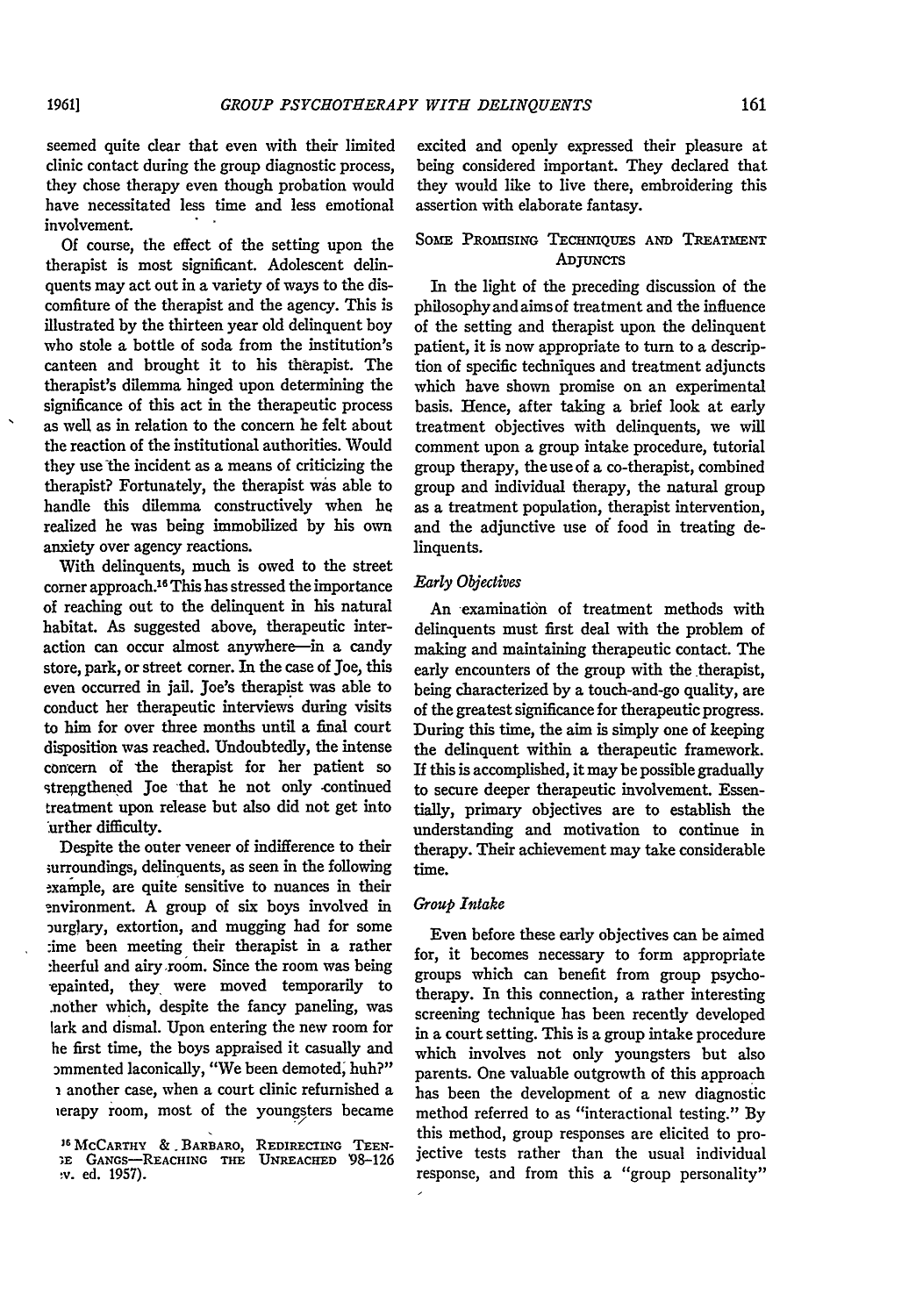seemed quite clear that even with their limited clinic contact during the group diagnostic process, they chose therapy even though probation would have necessitated less time and less emotional involvement.

Of course, the effect of the setting upon the therapist is most significant. Adolescent delinquents may act out in a variety of ways to the discomfiture of the therapist and the agency. This is illustrated by the thirteen year old delinquent boy who stole a bottle of soda from the institution's canteen and brought it to his therapist. The therapist's dilemma hinged upon determining the significance of this act in the therapeutic process as well as in relation to the concern he felt about the reaction of the institutional authorities. Would they use the incident as a means of criticizing the therapist? Fortunately, the therapist was able to handle this dilemma constructively when he realized he was being immobilized by his own anxiety over agency reactions.

With delinquents, much is owed to the street corner approach.[16] This has stressed the importance of reaching out to the delinquent in his natural habitat. As suggested above, therapeutic interaction can occur almost anywhere—in a candy store, park, or street corner. In the case of Joe, this even occurred in jail. Joe's therapist was able to conduct her therapeutic interviews during visits to him for over three months until a final court disposition was reached. Undoubtedly, the intense concern of the therapist for her patient so strengthened Joe that he not only continued treatment upon release but also did not get into further difficulty.

Despite the outer veneer of indifference to their surroundings, delinquents, as seen in the following example, are quite sensitive to nuances in their environment. A group of six boys involved in burglary, extortion, and mugging had for some time been meeting their therapist in a rather cheerful and airy room. Since the room was being repainted, they were moved temporarily to another which, despite the fancy paneling, was dark and dismal. Upon entering the new room for the first time, the boys appraised it casually and commented laconically, "We been demoted, huh?" In another case, when a court clinic refurnished a therapy room, most of the youngsters became excited and openly expressed their pleasure at being considered important. They declared that they would like to live there, embroidering this assertion with elaborate fantasy.

## Some Promising Techniques and Treatment Adjuncts

In the light of the preceding discussion of the philosophy and aims of treatment and the influence of the setting and therapist upon the delinquent patient, it is now appropriate to turn to a description of specific techniques and treatment adjuncts which have shown promise on an experimental basis. Hence, after taking a brief look at early treatment objectives with delinquents, we will comment upon a group intake procedure, tutorial group therapy, the use of a co-therapist, combined group and individual therapy, the natural group as a treatment population, therapist intervention, and the adjunctive use of food in treating delinquents.

### *Early Objectives*

An examination of treatment methods with delinquents must first deal with the problem of making and maintaining therapeutic contact. The early encounters of the group with the therapist, being characterized by a touch-and-go quality, are of the greatest significance for therapeutic progress. During this time, the aim is simply one of keeping the delinquent within a therapeutic framework. If this is accomplished, it may be possible gradually to secure deeper therapeutic involvement. Essentially, primary objectives are to establish the understanding and motivation to continue in therapy. Their achievement may take considerable time.

### *Group Intake*

Even before these early objectives can be aimed for, it becomes necessary to form appropriate groups which can benefit from group psychotherapy. In this connection, a rather interesting screening technique has been recently developed in a court setting. This is a group intake procedure which involves not only youngsters but also parents. One valuable outgrowth of this approach has been the development of a new diagnostic method referred to as "interactional testing." By this method, group responses are elicited to projective tests rather than the usual individual response, and from this a "group personality"

[16] McCarthy & Barbaro, Redirecting Teen-age Gangs—Reaching the Unreached 98-126 (rev. ed. 1957).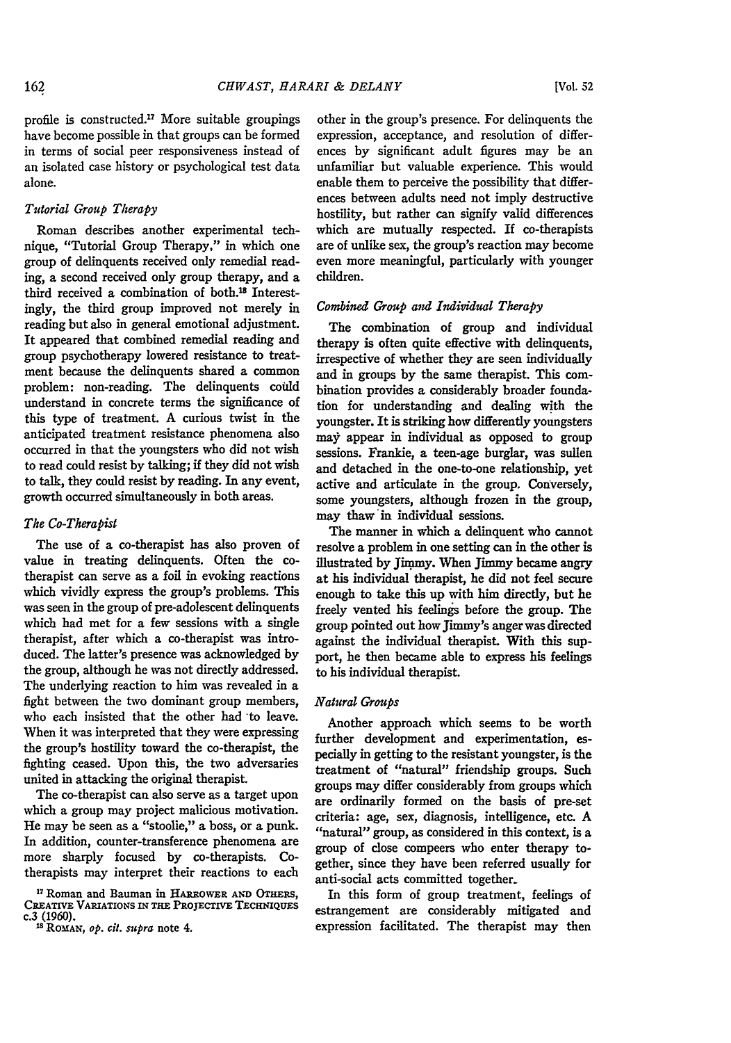profile is constructed.[17] More suitable groupings have become possible in that groups can be formed in terms of social peer responsiveness instead of an isolated case history or psychological test data alone.

### *Tutorial Group Therapy*

Roman describes another experimental technique, "Tutorial Group Therapy," in which one group of delinquents received only remedial reading, a second received only group therapy, and a third received a combination of both.[18] Interestingly, the third group improved not merely in reading but also in general emotional adjustment. It appeared that combined remedial reading and group psychotherapy lowered resistance to treatment because the delinquents shared a common problem: non-reading. The delinquents could understand in concrete terms the significance of this type of treatment. A curious twist in the anticipated treatment resistance phenomena also occurred in that the youngsters who did not wish to read could resist by talking; if they did not wish to talk, they could resist by reading. In any event, growth occurred simultaneously in both areas.

### *The Co-Therapist*

The use of a co-therapist has also proven of value in treating delinquents. Often the co-therapist can serve as a foil in evoking reactions which vividly express the group's problems. This was seen in the group of pre-adolescent delinquents which had met for a few sessions with a single therapist, after which a co-therapist was introduced. The latter's presence was acknowledged by the group, although he was not directly addressed. The underlying reaction to him was revealed in a fight between the two dominant group members, who each insisted that the other had to leave. When it was interpreted that they were expressing the group's hostility toward the co-therapist, the fighting ceased. Upon this, the two adversaries united in attacking the original therapist.

The co-therapist can also serve as a target upon which a group may project malicious motivation. He may be seen as a "stoolie," a boss, or a punk. In addition, counter-transference phenomena are more sharply focused by co-therapists. Co-therapists may interpret their reactions to each other in the group's presence. For delinquents the expression, acceptance, and resolution of differences by significant adult figures may be an unfamiliar but valuable experience. This would enable them to perceive the possibility that differences between adults need not imply destructive hostility, but rather can signify valid differences which are mutually respected. If co-therapists are of unlike sex, the group's reaction may become even more meaningful, particularly with younger children.

### *Combined Group and Individual Therapy*

The combination of group and individual therapy is often quite effective with delinquents, irrespective of whether they are seen individually and in groups by the same therapist. This combination provides a considerably broader foundation for understanding and dealing with the youngster. It is striking how differently youngsters may appear in individual as opposed to group sessions. Frankie, a teen-age burglar, was sullen and detached in the one-to-one relationship, yet active and articulate in the group. Conversely, some youngsters, although frozen in the group, may thaw in individual sessions.

The manner in which a delinquent who cannot resolve a problem in one setting can in the other is illustrated by Jimmy. When Jimmy became angry at his individual therapist, he did not feel secure enough to take this up with him directly, but he freely vented his feelings before the group. The group pointed out how Jimmy's anger was directed against the individual therapist. With this support, he then became able to express his feelings to his individual therapist.

### *Natural Groups*

Another approach which seems to be worth further development and experimentation, especially in getting to the resistant youngster, is the treatment of "natural" friendship groups. Such groups may differ considerably from groups which are ordinarily formed on the basis of pre-set criteria: age, sex, diagnosis, intelligence, etc. A "natural" group, as considered in this context, is a group of close compeers who enter therapy together, since they have been referred usually for anti-social acts committed together.

In this form of group treatment, feelings of estrangement are considerably mitigated and expression facilitated. The therapist may then

---

[17] Roman and Bauman in HARROWER AND OTHERS, CREATIVE VARIATIONS IN THE PROJECTIVE TECHNIQUES c.3 (1960).

[18] ROMAN, *op. cit. supra* note 4.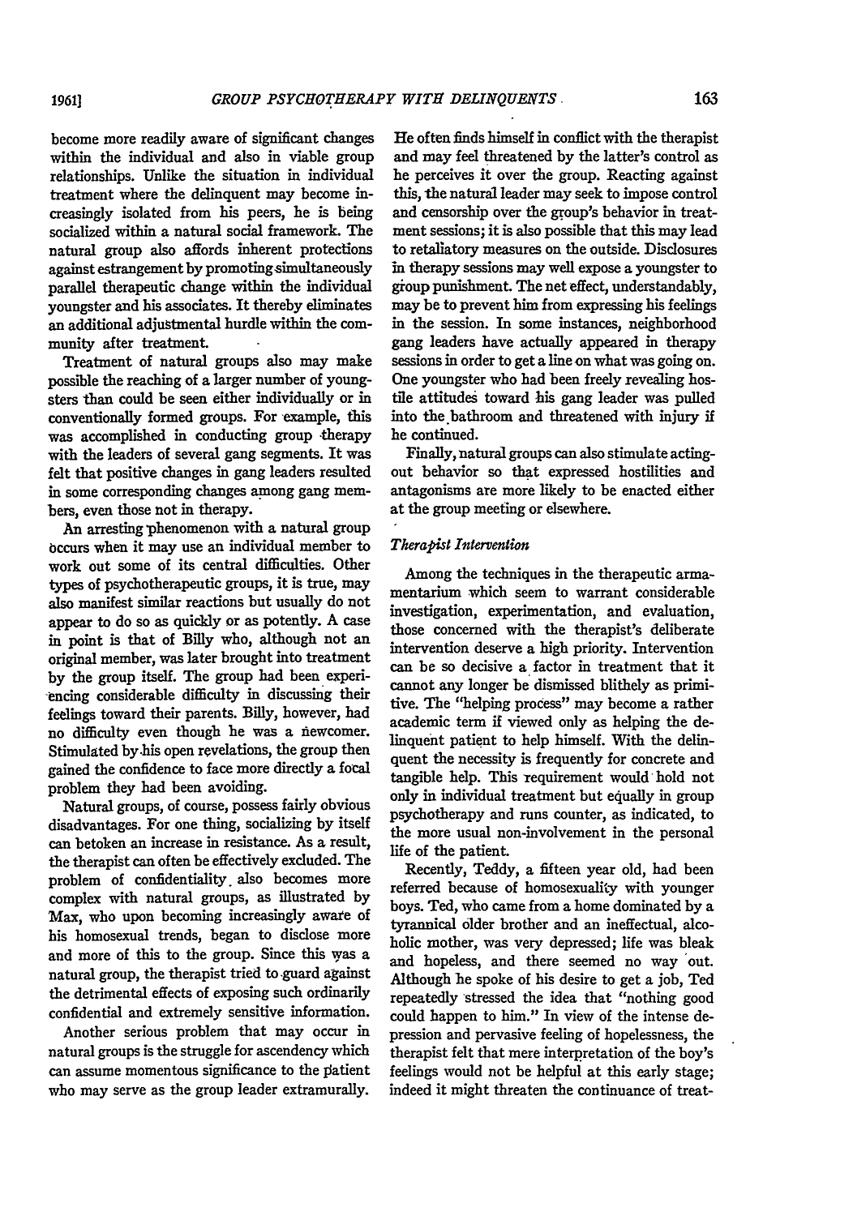become more readily aware of significant changes within the individual and also in viable group relationships. Unlike the situation in individual treatment where the delinquent may become increasingly isolated from his peers, he is being socialized within a natural social framework. The natural group also affords inherent protections against estrangement by promoting simultaneously parallel therapeutic change within the individual youngster and his associates. It thereby eliminates an additional adjustmental hurdle within the community after treatment.

Treatment of natural groups also may make possible the reaching of a larger number of youngsters than could be seen either individually or in conventionally formed groups. For example, this was accomplished in conducting group therapy with the leaders of several gang segments. It was felt that positive changes in gang leaders resulted in some corresponding changes among gang members, even those not in therapy.

An arresting phenomenon with a natural group occurs when it may use an individual member to work out some of its central difficulties. Other types of psychotherapeutic groups, it is true, may also manifest similar reactions but usually do not appear to do so as quickly or as potently. A case in point is that of Billy who, although not an original member, was later brought into treatment by the group itself. The group had been experiencing considerable difficulty in discussing their feelings toward their parents. Billy, however, had no difficulty even though he was a newcomer. Stimulated by his open revelations, the group then gained the confidence to face more directly a focal problem they had been avoiding.

Natural groups, of course, possess fairly obvious disadvantages. For one thing, socializing by itself can betoken an increase in resistance. As a result, the therapist can often be effectively excluded. The problem of confidentiality also becomes more complex with natural groups, as illustrated by Max, who upon becoming increasingly aware of his homosexual trends, began to disclose more and more of this to the group. Since this was a natural group, the therapist tried to guard against the detrimental effects of exposing such ordinarily confidential and extremely sensitive information.

Another serious problem that may occur in natural groups is the struggle for ascendency which can assume momentous significance to the patient who may serve as the group leader extramurally. He often finds himself in conflict with the therapist and may feel threatened by the latter's control as he perceives it over the group. Reacting against this, the natural leader may seek to impose control and censorship over the group's behavior in treatment sessions; it is also possible that this may lead to retaliatory measures on the outside. Disclosures in therapy sessions may well expose a youngster to group punishment. The net effect, understandably, may be to prevent him from expressing his feelings in the session. In some instances, neighborhood gang leaders have actually appeared in therapy sessions in order to get a line on what was going on. One youngster who had been freely revealing hostile attitudes toward his gang leader was pulled into the bathroom and threatened with injury if he continued.

Finally, natural groups can also stimulate acting-out behavior so that expressed hostilities and antagonisms are more likely to be enacted either at the group meeting or elsewhere.

### *Therapist Intervention*

Among the techniques in the therapeutic armamentarium which seem to warrant considerable investigation, experimentation, and evaluation, those concerned with the therapist's deliberate intervention deserve a high priority. Intervention can be so decisive a factor in treatment that it cannot any longer be dismissed blithely as primitive. The "helping process" may become a rather academic term if viewed only as helping the delinquent patient to help himself. With the delinquent the necessity is frequently for concrete and tangible help. This requirement would hold not only in individual treatment but equally in group psychotherapy and runs counter, as indicated, to the more usual non-involvement in the personal life of the patient.

Recently, Teddy, a fifteen year old, had been referred because of homosexuality with younger boys. Ted, who came from a home dominated by a tyrannical older brother and an ineffectual, alcoholic mother, was very depressed; life was bleak and hopeless, and there seemed no way out. Although he spoke of his desire to get a job, Ted repeatedly stressed the idea that "nothing good could happen to him." In view of the intense depression and pervasive feeling of hopelessness, the therapist felt that mere interpretation of the boy's feelings would not be helpful at this early stage; indeed it might threaten the continuance of treat-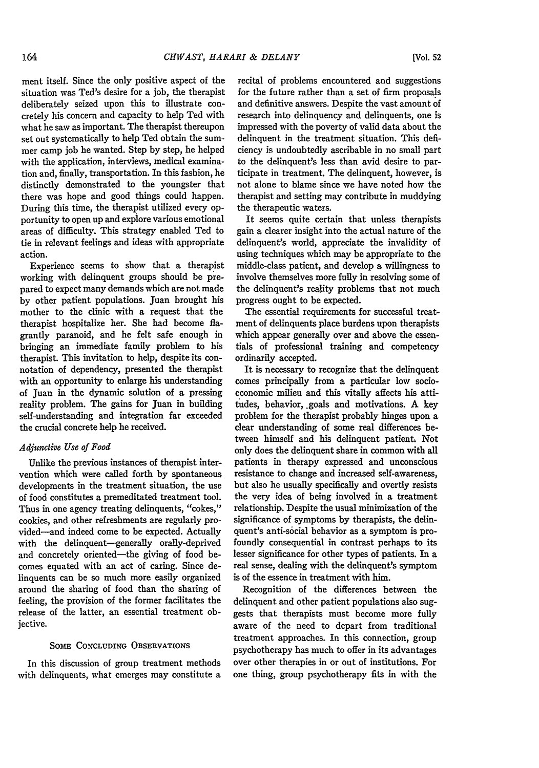ment itself. Since the only positive aspect of the situation was Ted's desire for a job, the therapist deliberately seized upon this to illustrate concretely his concern and capacity to help Ted with what he saw as important. The therapist thereupon set out systematically to help Ted obtain the summer camp job he wanted. Step by step, he helped with the application, interviews, medical examination and, finally, transportation. In this fashion, he distinctly demonstrated to the youngster that there was hope and good things could happen. During this time, the therapist utilized every opportunity to open up and explore various emotional areas of difficulty. This strategy enabled Ted to tie in relevant feelings and ideas with appropriate action.

Experience seems to show that a therapist working with delinquent groups should be prepared to expect many demands which are not made by other patient populations. Juan brought his mother to the clinic with a request that the therapist hospitalize her. She had become flagrantly paranoid, and he felt safe enough in bringing an immediate family problem to his therapist. This invitation to help, despite its connotation of dependency, presented the therapist with an opportunity to enlarge his understanding of Juan in the dynamic solution of a pressing reality problem. The gains for Juan in building self-understanding and integration far exceeded the crucial concrete help he received.

### *Adjunctive Use of Food*

Unlike the previous instances of therapist intervention which were called forth by spontaneous developments in the treatment situation, the use of food constitutes a premeditated treatment tool. Thus in one agency treating delinquents, "cokes," cookies, and other refreshments are regularly provided—and indeed come to be expected. Actually with the delinquent—generally orally-deprived and concretely oriented—the giving of food becomes equated with an act of caring. Since delinquents can be so much more easily organized around the sharing of food than the sharing of feeling, the provision of the former facilitates the release of the latter, an essential treatment objective.

## Some Concluding Observations

In this discussion of group treatment methods with delinquents, what emerges may constitute a recital of problems encountered and suggestions for the future rather than a set of firm proposals and definitive answers. Despite the vast amount of research into delinquency and delinquents, one is impressed with the poverty of valid data about the delinquent in the treatment situation. This deficiency is undoubtedly ascribable in no small part to the delinquent's less than avid desire to participate in treatment. The delinquent, however, is not alone to blame since we have noted how the therapist and setting may contribute in muddying the therapeutic waters.

It seems quite certain that unless therapists gain a clearer insight into the actual nature of the delinquent's world, appreciate the invalidity of using techniques which may be appropriate to the middle-class patient, and develop a willingness to involve themselves more fully in resolving some of the delinquent's reality problems that not much progress ought to be expected.

The essential requirements for successful treatment of delinquents place burdens upon therapists which appear generally over and above the essentials of professional training and competency ordinarily accepted.

It is necessary to recognize that the delinquent comes principally from a particular low socio-economic milieu and this vitally affects his attitudes, behavior, goals and motivations. A key problem for the therapist probably hinges upon a clear understanding of some real differences between himself and his delinquent patient. Not only does the delinquent share in common with all patients in therapy expressed and unconscious resistance to change and increased self-awareness, but also he usually specifically and overtly resists the very idea of being involved in a treatment relationship. Despite the usual minimization of the significance of symptoms by therapists, the delinquent's anti-social behavior as a symptom is profoundly consequential in contrast perhaps to its lesser significance for other types of patients. In a real sense, dealing with the delinquent's symptom is of the essence in treatment with him.

Recognition of the differences between the delinquent and other patient populations also suggests that therapists must become more fully aware of the need to depart from traditional treatment approaches. In this connection, group psychotherapy has much to offer in its advantages over other therapies in or out of institutions. For one thing, group psychotherapy fits in with the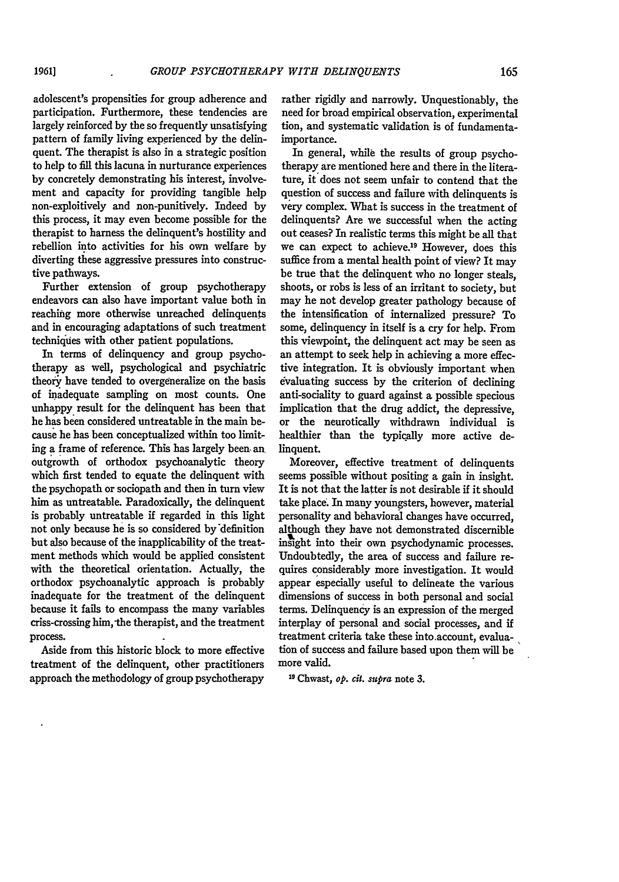adolescent's propensities for group adherence and participation. Furthermore, these tendencies are largely reinforced by the so frequently unsatisfying pattern of family living experienced by the delinquent. The therapist is also in a strategic position to help to fill this lacuna in nurturance experiences by concretely demonstrating his interest, involvement and capacity for providing tangible help non-exploitively and non-punitively. Indeed by this process, it may even become possible for the therapist to harness the delinquent's hostility and rebellion into activities for his own welfare by diverting these aggressive pressures into constructive pathways.

Further extension of group psychotherapy endeavors can also have important value both in reaching more otherwise unreached delinquents and in encouraging adaptations of such treatment techniques with other patient populations.

In terms of delinquency and group psychotherapy as well, psychological and psychiatric theory have tended to overgeneralize on the basis of inadequate sampling on most counts. One unhappy result for the delinquent has been that he has been considered untreatable in the main because he has been conceptualized within too limiting a frame of reference. This has largely been an outgrowth of orthodox psychoanalytic theory which first tended to equate the delinquent with the psychopath or sociopath and then in turn view him as untreatable. Paradoxically, the delinquent is probably untreatable if regarded in this light not only because he is so considered by definition but also because of the inapplicability of the treatment methods which would be applied consistent with the theoretical orientation. Actually, the orthodox psychoanalytic approach is probably inadequate for the treatment of the delinquent because it fails to encompass the many variables criss-crossing him, the therapist, and the treatment process.

Aside from this historic block to more effective treatment of the delinquent, other practitioners approach the methodology of group psychotherapy rather rigidly and narrowly. Unquestionably, the need for broad empirical observation, experimental tion, and systematic validation is of fundamenta- importance.

In general, while the results of group psychotherapy are mentioned here and there in the literature, it does not seem unfair to contend that the question of success and failure with delinquents is very complex. What is success in the treatment of delinquents? Are we successful when the acting out ceases? In realistic terms this might be all that we can expect to achieve.[19] However, does this suffice from a mental health point of view? It may be true that the delinquent who no longer steals, shoots, or robs is less of an irritant to society, but may he not develop greater pathology because of the intensification of internalized pressure? To some, delinquency in itself is a cry for help. From this viewpoint, the delinquent act may be seen as an attempt to seek help in achieving a more effective integration. It is obviously important when evaluating success by the criterion of declining anti-sociality to guard against a possible specious implication that the drug addict, the depressive, or the neurotically withdrawn individual is healthier than the typically more active delinquent.

Moreover, effective treatment of delinquents seems possible without positing a gain in insight. It is not that the latter is not desirable if it should take place. In many youngsters, however, material personality and behavioral changes have occurred, although they have not demonstrated discernible insight into their own psychodynamic processes. Undoubtedly, the area of success and failure requires considerably more investigation. It would appear especially useful to delineate the various dimensions of success in both personal and social terms. Delinquency is an expression of the merged interplay of personal and social processes, and if treatment criteria take these into account, evaluation of success and failure based upon them will be more valid.

[19] Chwast, *op. cit. supra* note 3.